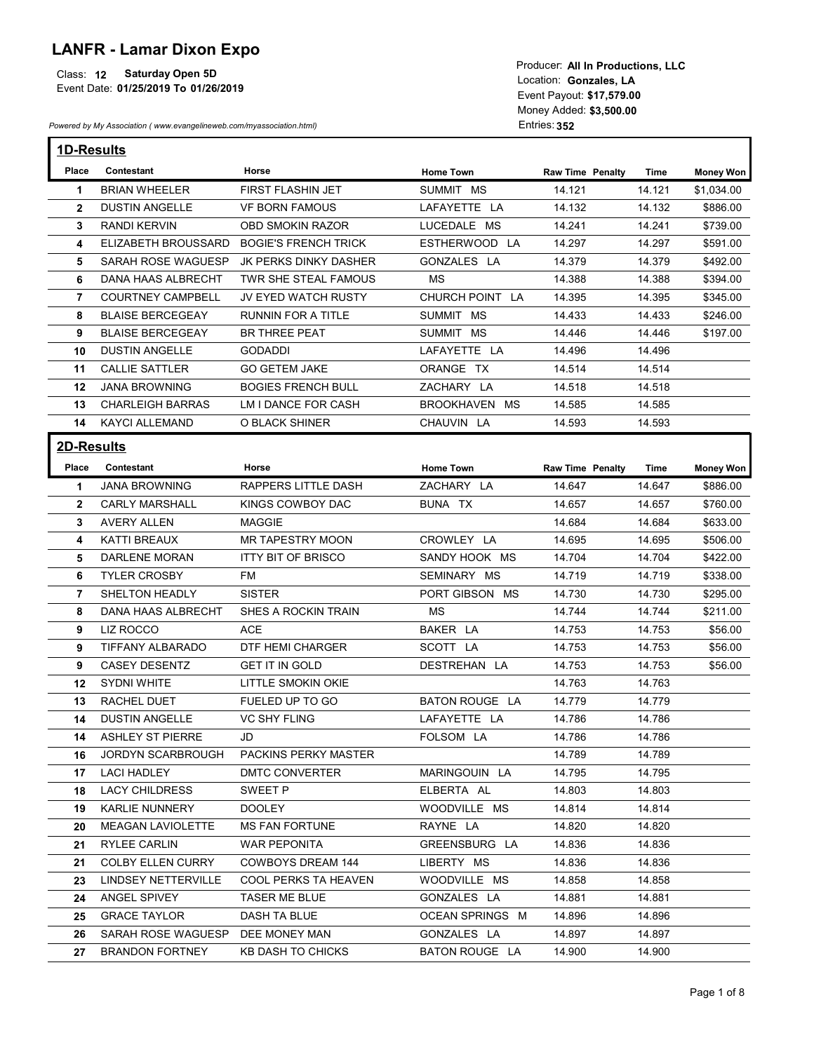# LANFR - Lamar Dixon Expo

Class: **12** **Saturday Open 5D**
Event Date: **01/25/2019 To 01/26/2019**

Producer: **All In Productions, LLC**
Location: **Gonzales, LA**
Event Payout: **$17,579.00**
Money Added: **$3,500.00**
Entries: **352**

*Powered by My Association ( www.evangelineweb.com/myassociation.html)*

## 1D-Results

| Place | Contestant | Horse | Home Town | Raw Time | Penalty | Time | Money Won |
|---|---|---|---|---|---|---|---|
| 1 | BRIAN WHEELER | FIRST FLASHIN JET | SUMMIT MS | 14.121 | | 14.121 | $1,034.00 |
| 2 | DUSTIN ANGELLE | VF BORN FAMOUS | LAFAYETTE LA | 14.132 | | 14.132 | $886.00 |
| 3 | RANDI KERVIN | OBD SMOKIN RAZOR | LUCEDALE MS | 14.241 | | 14.241 | $739.00 |
| 4 | ELIZABETH BROUSSARD | BOGIE'S FRENCH TRICK | ESTHERWOOD LA | 14.297 | | 14.297 | $591.00 |
| 5 | SARAH ROSE WAGUESP | JK PERKS DINKY DASHER | GONZALES LA | 14.379 | | 14.379 | $492.00 |
| 6 | DANA HAAS ALBRECHT | TWR SHE STEAL FAMOUS | MS | 14.388 | | 14.388 | $394.00 |
| 7 | COURTNEY CAMPBELL | JV EYED WATCH RUSTY | CHURCH POINT LA | 14.395 | | 14.395 | $345.00 |
| 8 | BLAISE BERCEGEAY | RUNNIN FOR A TITLE | SUMMIT MS | 14.433 | | 14.433 | $246.00 |
| 9 | BLAISE BERCEGEAY | BR THREE PEAT | SUMMIT MS | 14.446 | | 14.446 | $197.00 |
| 10 | DUSTIN ANGELLE | GODADDI | LAFAYETTE LA | 14.496 | | 14.496 | |
| 11 | CALLIE SATTLER | GO GETEM JAKE | ORANGE TX | 14.514 | | 14.514 | |
| 12 | JANA BROWNING | BOGIES FRENCH BULL | ZACHARY LA | 14.518 | | 14.518 | |
| 13 | CHARLEIGH BARRAS | LM I DANCE FOR CASH | BROOKHAVEN MS | 14.585 | | 14.585 | |
| 14 | KAYCI ALLEMAND | O BLACK SHINER | CHAUVIN LA | 14.593 | | 14.593 | |

## 2D-Results

| Place | Contestant | Horse | Home Town | Raw Time | Penalty | Time | Money Won |
|---|---|---|---|---|---|---|---|
| 1 | JANA BROWNING | RAPPERS LITTLE DASH | ZACHARY LA | 14.647 | | 14.647 | $886.00 |
| 2 | CARLY MARSHALL | KINGS COWBOY DAC | BUNA TX | 14.657 | | 14.657 | $760.00 |
| 3 | AVERY ALLEN | MAGGIE | | 14.684 | | 14.684 | $633.00 |
| 4 | KATTI BREAUX | MR TAPESTRY MOON | CROWLEY LA | 14.695 | | 14.695 | $506.00 |
| 5 | DARLENE MORAN | ITTY BIT OF BRISCO | SANDY HOOK MS | 14.704 | | 14.704 | $422.00 |
| 6 | TYLER CROSBY | FM | SEMINARY MS | 14.719 | | 14.719 | $338.00 |
| 7 | SHELTON HEADLY | SISTER | PORT GIBSON MS | 14.730 | | 14.730 | $295.00 |
| 8 | DANA HAAS ALBRECHT | SHES A ROCKIN TRAIN | MS | 14.744 | | 14.744 | $211.00 |
| 9 | LIZ ROCCO | ACE | BAKER LA | 14.753 | | 14.753 | $56.00 |
| 9 | TIFFANY ALBARADO | DTF HEMI CHARGER | SCOTT LA | 14.753 | | 14.753 | $56.00 |
| 9 | CASEY DESENTZ | GET IT IN GOLD | DESTREHAN LA | 14.753 | | 14.753 | $56.00 |
| 12 | SYDNI WHITE | LITTLE SMOKIN OKIE | | 14.763 | | 14.763 | |
| 13 | RACHEL DUET | FUELED UP TO GO | BATON ROUGE LA | 14.779 | | 14.779 | |
| 14 | DUSTIN ANGELLE | VC SHY FLING | LAFAYETTE LA | 14.786 | | 14.786 | |
| 14 | ASHLEY ST PIERRE | JD | FOLSOM LA | 14.786 | | 14.786 | |
| 16 | JORDYN SCARBROUGH | PACKINS PERKY MASTER | | 14.789 | | 14.789 | |
| 17 | LACI HADLEY | DMTC CONVERTER | MARINGOUIN LA | 14.795 | | 14.795 | |
| 18 | LACY CHILDRESS | SWEET P | ELBERTA AL | 14.803 | | 14.803 | |
| 19 | KARLIE NUNNERY | DOOLEY | WOODVILLE MS | 14.814 | | 14.814 | |
| 20 | MEAGAN LAVIOLETTE | MS FAN FORTUNE | RAYNE LA | 14.820 | | 14.820 | |
| 21 | RYLEE CARLIN | WAR PEPONITA | GREENSBURG LA | 14.836 | | 14.836 | |
| 21 | COLBY ELLEN CURRY | COWBOYS DREAM 144 | LIBERTY MS | 14.836 | | 14.836 | |
| 23 | LINDSEY NETTERVILLE | COOL PERKS TA HEAVEN | WOODVILLE MS | 14.858 | | 14.858 | |
| 24 | ANGEL SPIVEY | TASER ME BLUE | GONZALES LA | 14.881 | | 14.881 | |
| 25 | GRACE TAYLOR | DASH TA BLUE | OCEAN SPRINGS M | 14.896 | | 14.896 | |
| 26 | SARAH ROSE WAGUESP | DEE MONEY MAN | GONZALES LA | 14.897 | | 14.897 | |
| 27 | BRANDON FORTNEY | KB DASH TO CHICKS | BATON ROUGE LA | 14.900 | | 14.900 | |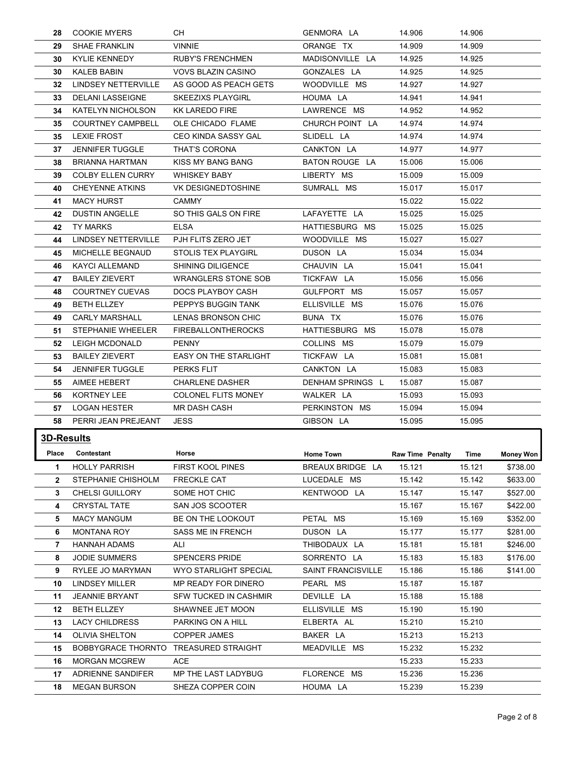| | | | | | | | |
|---|---|---|---|---|---|---|---|
| 28 | COOKIE MYERS | CH | GENMORA LA | 14.906 | | 14.906 | |
| 29 | SHAE FRANKLIN | VINNIE | ORANGE TX | 14.909 | | 14.909 | |
| 30 | KYLIE KENNEDY | RUBY'S FRENCHMEN | MADISONVILLE LA | 14.925 | | 14.925 | |
| 30 | KALEB BABIN | VOVS BLAZIN CASINO | GONZALES LA | 14.925 | | 14.925 | |
| 32 | LINDSEY NETTERVILLE | AS GOOD AS PEACH GETS | WOODVILLE MS | 14.927 | | 14.927 | |
| 33 | DELANI LASSEIGNE | SKEEZIXS PLAYGIRL | HOUMA LA | 14.941 | | 14.941 | |
| 34 | KATELYN NICHOLSON | KK LAREDO FIRE | LAWRENCE MS | 14.952 | | 14.952 | |
| 35 | COURTNEY CAMPBELL | OLE CHICADO FLAME | CHURCH POINT LA | 14.974 | | 14.974 | |
| 35 | LEXIE FROST | CEO KINDA SASSY GAL | SLIDELL LA | 14.974 | | 14.974 | |
| 37 | JENNIFER TUGGLE | THAT'S CORONA | CANKTON LA | 14.977 | | 14.977 | |
| 38 | BRIANNA HARTMAN | KISS MY BANG BANG | BATON ROUGE LA | 15.006 | | 15.006 | |
| 39 | COLBY ELLEN CURRY | WHISKEY BABY | LIBERTY MS | 15.009 | | 15.009 | |
| 40 | CHEYENNE ATKINS | VK DESIGNEDTOSHINE | SUMRALL MS | 15.017 | | 15.017 | |
| 41 | MACY HURST | CAMMY | | 15.022 | | 15.022 | |
| 42 | DUSTIN ANGELLE | SO THIS GALS ON FIRE | LAFAYETTE LA | 15.025 | | 15.025 | |
| 42 | TY MARKS | ELSA | HATTIESBURG MS | 15.025 | | 15.025 | |
| 44 | LINDSEY NETTERVILLE | PJH FLITS ZERO JET | WOODVILLE MS | 15.027 | | 15.027 | |
| 45 | MICHELLE BEGNAUD | STOLIS TEX PLAYGIRL | DUSON LA | 15.034 | | 15.034 | |
| 46 | KAYCI ALLEMAND | SHINING DILIGENCE | CHAUVIN LA | 15.041 | | 15.041 | |
| 47 | BAILEY ZIEVERT | WRANGLERS STONE SOB | TICKFAW LA | 15.056 | | 15.056 | |
| 48 | COURTNEY CUEVAS | DOCS PLAYBOY CASH | GULFPORT MS | 15.057 | | 15.057 | |
| 49 | BETH ELLZEY | PEPPYS BUGGIN TANK | ELLISVILLE MS | 15.076 | | 15.076 | |
| 49 | CARLY MARSHALL | LENAS BRONSON CHIC | BUNA TX | 15.076 | | 15.076 | |
| 51 | STEPHANIE WHEELER | FIREBALLONTHEROCKS | HATTIESBURG MS | 15.078 | | 15.078 | |
| 52 | LEIGH MCDONALD | PENNY | COLLINS MS | 15.079 | | 15.079 | |
| 53 | BAILEY ZIEVERT | EASY ON THE STARLIGHT | TICKFAW LA | 15.081 | | 15.081 | |
| 54 | JENNIFER TUGGLE | PERKS FLIT | CANKTON LA | 15.083 | | 15.083 | |
| 55 | AIMEE HEBERT | CHARLENE DASHER | DENHAM SPRINGS L | 15.087 | | 15.087 | |
| 56 | KORTNEY LEE | COLONEL FLITS MONEY | WALKER LA | 15.093 | | 15.093 | |
| 57 | LOGAN HESTER | MR DASH CASH | PERKINSTON MS | 15.094 | | 15.094 | |
| 58 | PERRI JEAN PREJEANT | JESS | GIBSON LA | 15.095 | | 15.095 | |

## 3D-Results

| Place | Contestant | Horse | Home Town | Raw Time | Penalty | Time | Money Won |
|---|---|---|---|---|---|---|---|
| 1 | HOLLY PARRISH | FIRST KOOL PINES | BREAUX BRIDGE LA | 15.121 | | 15.121 | $738.00 |
| 2 | STEPHANIE CHISHOLM | FRECKLE CAT | LUCEDALE MS | 15.142 | | 15.142 | $633.00 |
| 3 | CHELSI GUILLORY | SOME HOT CHIC | KENTWOOD LA | 15.147 | | 15.147 | $527.00 |
| 4 | CRYSTAL TATE | SAN JOS SCOOTER | | 15.167 | | 15.167 | $422.00 |
| 5 | MACY MANGUM | BE ON THE LOOKOUT | PETAL MS | 15.169 | | 15.169 | $352.00 |
| 6 | MONTANA ROY | SASS ME IN FRENCH | DUSON LA | 15.177 | | 15.177 | $281.00 |
| 7 | HANNAH ADAMS | ALI | THIBODAUX LA | 15.181 | | 15.181 | $246.00 |
| 8 | JODIE SUMMERS | SPENCERS PRIDE | SORRENTO LA | 15.183 | | 15.183 | $176.00 |
| 9 | RYLEE JO MARYMAN | WYO STARLIGHT SPECIAL | SAINT FRANCISVILLE | 15.186 | | 15.186 | $141.00 |
| 10 | LINDSEY MILLER | MP READY FOR DINERO | PEARL MS | 15.187 | | 15.187 | |
| 11 | JEANNIE BRYANT | SFW TUCKED IN CASHMIR | DEVILLE LA | 15.188 | | 15.188 | |
| 12 | BETH ELLZEY | SHAWNEE JET MOON | ELLISVILLE MS | 15.190 | | 15.190 | |
| 13 | LACY CHILDRESS | PARKING ON A HILL | ELBERTA AL | 15.210 | | 15.210 | |
| 14 | OLIVIA SHELTON | COPPER JAMES | BAKER LA | 15.213 | | 15.213 | |
| 15 | BOBBYGRACE THORNTO | TREASURED STRAIGHT | MEADVILLE MS | 15.232 | | 15.232 | |
| 16 | MORGAN MCGREW | ACE | | 15.233 | | 15.233 | |
| 17 | ADRIENNE SANDIFER | MP THE LAST LADYBUG | FLORENCE MS | 15.236 | | 15.236 | |
| 18 | MEGAN BURSON | SHEZA COPPER COIN | HOUMA LA | 15.239 | | 15.239 | |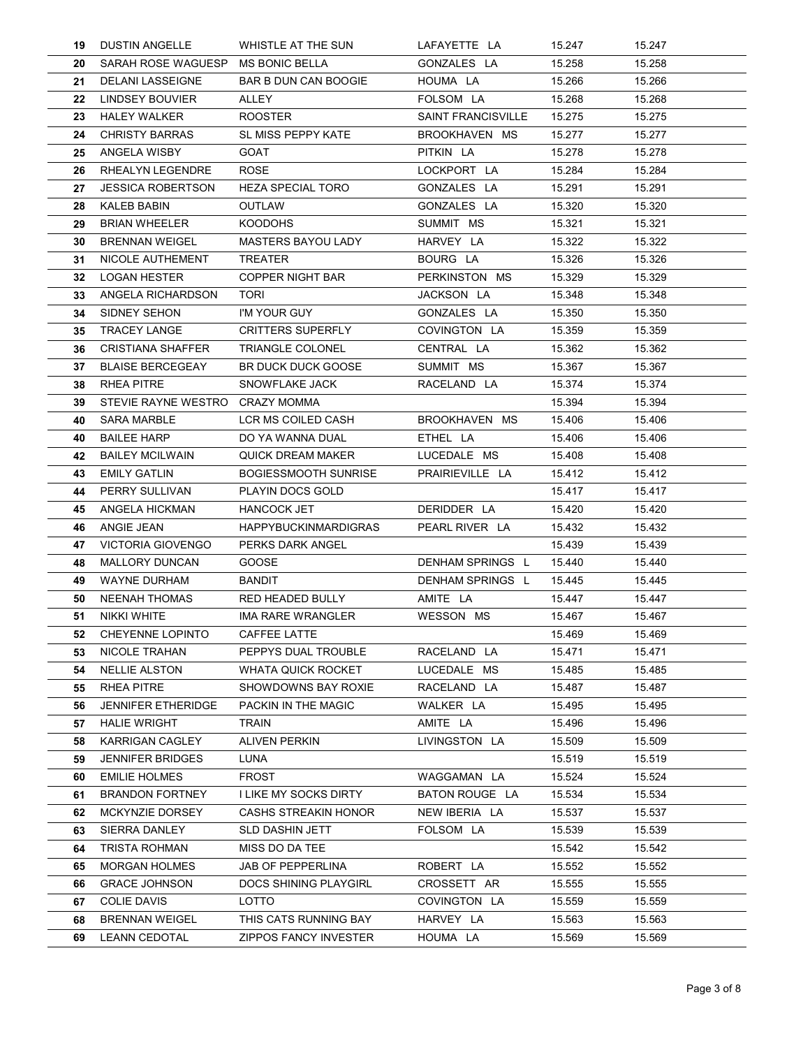| | | | | | |
|---|---|---|---|---|---|
| 19 | DUSTIN ANGELLE | WHISTLE AT THE SUN | LAFAYETTE LA | 15.247 | 15.247 |
| 20 | SARAH ROSE WAGUESP | MS BONIC BELLA | GONZALES LA | 15.258 | 15.258 |
| 21 | DELANI LASSEIGNE | BAR B DUN CAN BOOGIE | HOUMA LA | 15.266 | 15.266 |
| 22 | LINDSEY BOUVIER | ALLEY | FOLSOM LA | 15.268 | 15.268 |
| 23 | HALEY WALKER | ROOSTER | SAINT FRANCISVILLE | 15.275 | 15.275 |
| 24 | CHRISTY BARRAS | SL MISS PEPPY KATE | BROOKHAVEN MS | 15.277 | 15.277 |
| 25 | ANGELA WISBY | GOAT | PITKIN LA | 15.278 | 15.278 |
| 26 | RHEALYN LEGENDRE | ROSE | LOCKPORT LA | 15.284 | 15.284 |
| 27 | JESSICA ROBERTSON | HEZA SPECIAL TORO | GONZALES LA | 15.291 | 15.291 |
| 28 | KALEB BABIN | OUTLAW | GONZALES LA | 15.320 | 15.320 |
| 29 | BRIAN WHEELER | KOODOHS | SUMMIT MS | 15.321 | 15.321 |
| 30 | BRENNAN WEIGEL | MASTERS BAYOU LADY | HARVEY LA | 15.322 | 15.322 |
| 31 | NICOLE AUTHEMENT | TREATER | BOURG LA | 15.326 | 15.326 |
| 32 | LOGAN HESTER | COPPER NIGHT BAR | PERKINSTON MS | 15.329 | 15.329 |
| 33 | ANGELA RICHARDSON | TORI | JACKSON LA | 15.348 | 15.348 |
| 34 | SIDNEY SEHON | I'M YOUR GUY | GONZALES LA | 15.350 | 15.350 |
| 35 | TRACEY LANGE | CRITTERS SUPERFLY | COVINGTON LA | 15.359 | 15.359 |
| 36 | CRISTIANA SHAFFER | TRIANGLE COLONEL | CENTRAL LA | 15.362 | 15.362 |
| 37 | BLAISE BERCEGEAY | BR DUCK DUCK GOOSE | SUMMIT MS | 15.367 | 15.367 |
| 38 | RHEA PITRE | SNOWFLAKE JACK | RACELAND LA | 15.374 | 15.374 |
| 39 | STEVIE RAYNE WESTRO | CRAZY MOMMA | | 15.394 | 15.394 |
| 40 | SARA MARBLE | LCR MS COILED CASH | BROOKHAVEN MS | 15.406 | 15.406 |
| 40 | BAILEE HARP | DO YA WANNA DUAL | ETHEL LA | 15.406 | 15.406 |
| 42 | BAILEY MCILWAIN | QUICK DREAM MAKER | LUCEDALE MS | 15.408 | 15.408 |
| 43 | EMILY GATLIN | BOGIESSMOOTH SUNRISE | PRAIRIEVILLE LA | 15.412 | 15.412 |
| 44 | PERRY SULLIVAN | PLAYIN DOCS GOLD | | 15.417 | 15.417 |
| 45 | ANGELA HICKMAN | HANCOCK JET | DERIDDER LA | 15.420 | 15.420 |
| 46 | ANGIE JEAN | HAPPYBUCKINMARDIGRAS | PEARL RIVER LA | 15.432 | 15.432 |
| 47 | VICTORIA GIOVENGO | PERKS DARK ANGEL | | 15.439 | 15.439 |
| 48 | MALLORY DUNCAN | GOOSE | DENHAM SPRINGS L | 15.440 | 15.440 |
| 49 | WAYNE DURHAM | BANDIT | DENHAM SPRINGS L | 15.445 | 15.445 |
| 50 | NEENAH THOMAS | RED HEADED BULLY | AMITE LA | 15.447 | 15.447 |
| 51 | NIKKI WHITE | IMA RARE WRANGLER | WESSON MS | 15.467 | 15.467 |
| 52 | CHEYENNE LOPINTO | CAFFEE LATTE | | 15.469 | 15.469 |
| 53 | NICOLE TRAHAN | PEPPYS DUAL TROUBLE | RACELAND LA | 15.471 | 15.471 |
| 54 | NELLIE ALSTON | WHATA QUICK ROCKET | LUCEDALE MS | 15.485 | 15.485 |
| 55 | RHEA PITRE | SHOWDOWNS BAY ROXIE | RACELAND LA | 15.487 | 15.487 |
| 56 | JENNIFER ETHERIDGE | PACKIN IN THE MAGIC | WALKER LA | 15.495 | 15.495 |
| 57 | HALIE WRIGHT | TRAIN | AMITE LA | 15.496 | 15.496 |
| 58 | KARRIGAN CAGLEY | ALIVEN PERKIN | LIVINGSTON LA | 15.509 | 15.509 |
| 59 | JENNIFER BRIDGES | LUNA | | 15.519 | 15.519 |
| 60 | EMILIE HOLMES | FROST | WAGGAMAN LA | 15.524 | 15.524 |
| 61 | BRANDON FORTNEY | I LIKE MY SOCKS DIRTY | BATON ROUGE LA | 15.534 | 15.534 |
| 62 | MCKYNZIE DORSEY | CASHS STREAKIN HONOR | NEW IBERIA LA | 15.537 | 15.537 |
| 63 | SIERRA DANLEY | SLD DASHIN JETT | FOLSOM LA | 15.539 | 15.539 |
| 64 | TRISTA ROHMAN | MISS DO DA TEE | | 15.542 | 15.542 |
| 65 | MORGAN HOLMES | JAB OF PEPPERLINA | ROBERT LA | 15.552 | 15.552 |
| 66 | GRACE JOHNSON | DOCS SHINING PLAYGIRL | CROSSETT AR | 15.555 | 15.555 |
| 67 | COLIE DAVIS | LOTTO | COVINGTON LA | 15.559 | 15.559 |
| 68 | BRENNAN WEIGEL | THIS CATS RUNNING BAY | HARVEY LA | 15.563 | 15.563 |
| 69 | LEANN CEDOTAL | ZIPPOS FANCY INVESTER | HOUMA LA | 15.569 | 15.569 |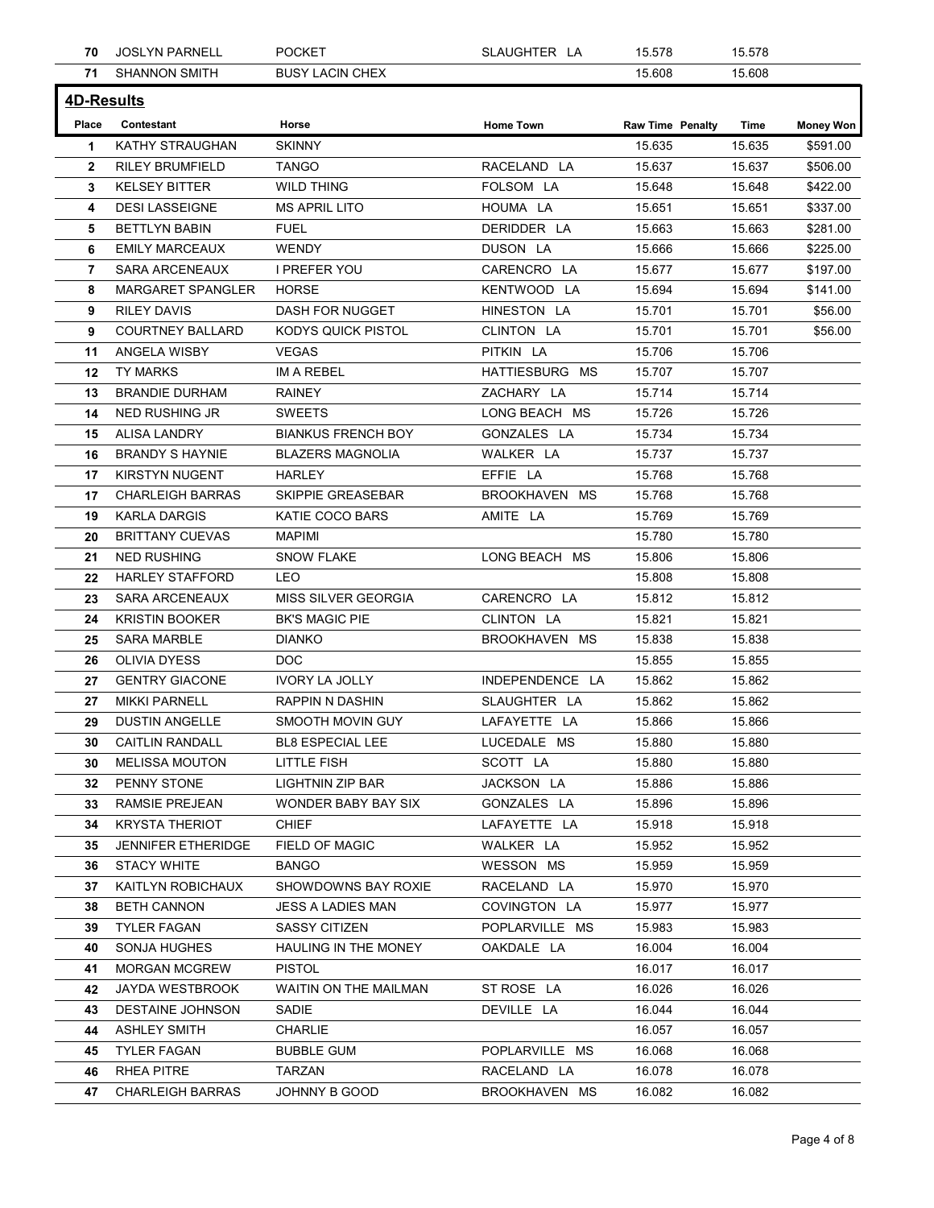| 70 | JOSLYN PARNELL | POCKET | SLAUGHTER LA | 15.578 | | 15.578 | |
|---|---|---|---|---|---|---|---|
| 71 | SHANNON SMITH | BUSY LACIN CHEX | | 15.608 | | 15.608 | |

## 4D-Results

| Place | Contestant | Horse | Home Town | Raw Time | Penalty | Time | Money Won |
|---|---|---|---|---|---|---|---|
| 1 | KATHY STRAUGHAN | SKINNY | | 15.635 | | 15.635 | $591.00 |
| 2 | RILEY BRUMFIELD | TANGO | RACELAND LA | 15.637 | | 15.637 | $506.00 |
| 3 | KELSEY BITTER | WILD THING | FOLSOM LA | 15.648 | | 15.648 | $422.00 |
| 4 | DESI LASSEIGNE | MS APRIL LITO | HOUMA LA | 15.651 | | 15.651 | $337.00 |
| 5 | BETTLYN BABIN | FUEL | DERIDDER LA | 15.663 | | 15.663 | $281.00 |
| 6 | EMILY MARCEAUX | WENDY | DUSON LA | 15.666 | | 15.666 | $225.00 |
| 7 | SARA ARCENEAUX | I PREFER YOU | CARENCRO LA | 15.677 | | 15.677 | $197.00 |
| 8 | MARGARET SPANGLER | HORSE | KENTWOOD LA | 15.694 | | 15.694 | $141.00 |
| 9 | RILEY DAVIS | DASH FOR NUGGET | HINESTON LA | 15.701 | | 15.701 | $56.00 |
| 9 | COURTNEY BALLARD | KODYS QUICK PISTOL | CLINTON LA | 15.701 | | 15.701 | $56.00 |
| 11 | ANGELA WISBY | VEGAS | PITKIN LA | 15.706 | | 15.706 | |
| 12 | TY MARKS | IM A REBEL | HATTIESBURG MS | 15.707 | | 15.707 | |
| 13 | BRANDIE DURHAM | RAINEY | ZACHARY LA | 15.714 | | 15.714 | |
| 14 | NED RUSHING JR | SWEETS | LONG BEACH MS | 15.726 | | 15.726 | |
| 15 | ALISA LANDRY | BIANKUS FRENCH BOY | GONZALES LA | 15.734 | | 15.734 | |
| 16 | BRANDY S HAYNIE | BLAZERS MAGNOLIA | WALKER LA | 15.737 | | 15.737 | |
| 17 | KIRSTYN NUGENT | HARLEY | EFFIE LA | 15.768 | | 15.768 | |
| 17 | CHARLEIGH BARRAS | SKIPPIE GREASEBAR | BROOKHAVEN MS | 15.768 | | 15.768 | |
| 19 | KARLA DARGIS | KATIE COCO BARS | AMITE LA | 15.769 | | 15.769 | |
| 20 | BRITTANY CUEVAS | MAPIMI | | 15.780 | | 15.780 | |
| 21 | NED RUSHING | SNOW FLAKE | LONG BEACH MS | 15.806 | | 15.806 | |
| 22 | HARLEY STAFFORD | LEO | | 15.808 | | 15.808 | |
| 23 | SARA ARCENEAUX | MISS SILVER GEORGIA | CARENCRO LA | 15.812 | | 15.812 | |
| 24 | KRISTIN BOOKER | BK'S MAGIC PIE | CLINTON LA | 15.821 | | 15.821 | |
| 25 | SARA MARBLE | DIANKO | BROOKHAVEN MS | 15.838 | | 15.838 | |
| 26 | OLIVIA DYESS | DOC | | 15.855 | | 15.855 | |
| 27 | GENTRY GIACONE | IVORY LA JOLLY | INDEPENDENCE LA | 15.862 | | 15.862 | |
| 27 | MIKKI PARNELL | RAPPIN N DASHIN | SLAUGHTER LA | 15.862 | | 15.862 | |
| 29 | DUSTIN ANGELLE | SMOOTH MOVIN GUY | LAFAYETTE LA | 15.866 | | 15.866 | |
| 30 | CAITLIN RANDALL | BL8 ESPECIAL LEE | LUCEDALE MS | 15.880 | | 15.880 | |
| 30 | MELISSA MOUTON | LITTLE FISH | SCOTT LA | 15.880 | | 15.880 | |
| 32 | PENNY STONE | LIGHTNIN ZIP BAR | JACKSON LA | 15.886 | | 15.886 | |
| 33 | RAMSIE PREJEAN | WONDER BABY BAY SIX | GONZALES LA | 15.896 | | 15.896 | |
| 34 | KRYSTA THERIOT | CHIEF | LAFAYETTE LA | 15.918 | | 15.918 | |
| 35 | JENNIFER ETHERIDGE | FIELD OF MAGIC | WALKER LA | 15.952 | | 15.952 | |
| 36 | STACY WHITE | BANGO | WESSON MS | 15.959 | | 15.959 | |
| 37 | KAITLYN ROBICHAUX | SHOWDOWNS BAY ROXIE | RACELAND LA | 15.970 | | 15.970 | |
| 38 | BETH CANNON | JESS A LADIES MAN | COVINGTON LA | 15.977 | | 15.977 | |
| 39 | TYLER FAGAN | SASSY CITIZEN | POPLARVILLE MS | 15.983 | | 15.983 | |
| 40 | SONJA HUGHES | HAULING IN THE MONEY | OAKDALE LA | 16.004 | | 16.004 | |
| 41 | MORGAN MCGREW | PISTOL | | 16.017 | | 16.017 | |
| 42 | JAYDA WESTBROOK | WAITIN ON THE MAILMAN | ST ROSE LA | 16.026 | | 16.026 | |
| 43 | DESTAINE JOHNSON | SADIE | DEVILLE LA | 16.044 | | 16.044 | |
| 44 | ASHLEY SMITH | CHARLIE | | 16.057 | | 16.057 | |
| 45 | TYLER FAGAN | BUBBLE GUM | POPLARVILLE MS | 16.068 | | 16.068 | |
| 46 | RHEA PITRE | TARZAN | RACELAND LA | 16.078 | | 16.078 | |
| 47 | CHARLEIGH BARRAS | JOHNNY B GOOD | BROOKHAVEN MS | 16.082 | | 16.082 | |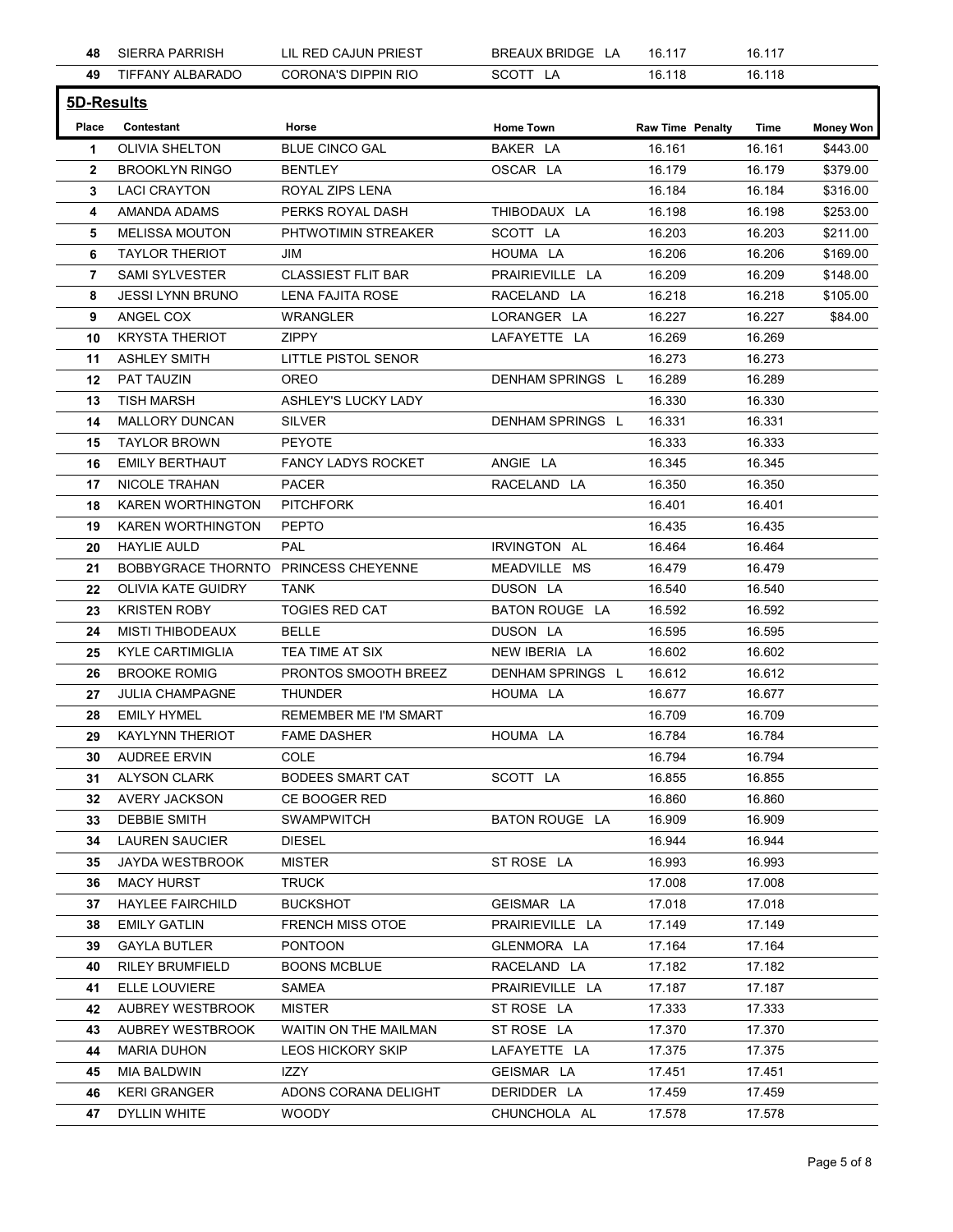| | | | | | | |
|---|---|---|---|---|---|---|
| 48 | SIERRA PARRISH | LIL RED CAJUN PRIEST | BREAUX BRIDGE LA | 16.117 | 16.117 | |
| 49 | TIFFANY ALBARADO | CORONA'S DIPPIN RIO | SCOTT LA | 16.118 | 16.118 | |

## 5D-Results

| Place | Contestant | Horse | Home Town | Raw Time Penalty | Time | Money Won |
|---|---|---|---|---|---|---|
| 1 | OLIVIA SHELTON | BLUE CINCO GAL | BAKER LA | 16.161 | 16.161 | $443.00 |
| 2 | BROOKLYN RINGO | BENTLEY | OSCAR LA | 16.179 | 16.179 | $379.00 |
| 3 | LACI CRAYTON | ROYAL ZIPS LENA | | 16.184 | 16.184 | $316.00 |
| 4 | AMANDA ADAMS | PERKS ROYAL DASH | THIBODAUX LA | 16.198 | 16.198 | $253.00 |
| 5 | MELISSA MOUTON | PHTWOTIMIN STREAKER | SCOTT LA | 16.203 | 16.203 | $211.00 |
| 6 | TAYLOR THERIOT | JIM | HOUMA LA | 16.206 | 16.206 | $169.00 |
| 7 | SAMI SYLVESTER | CLASSIEST FLIT BAR | PRAIRIEVILLE LA | 16.209 | 16.209 | $148.00 |
| 8 | JESSI LYNN BRUNO | LENA FAJITA ROSE | RACELAND LA | 16.218 | 16.218 | $105.00 |
| 9 | ANGEL COX | WRANGLER | LORANGER LA | 16.227 | 16.227 | $84.00 |
| 10 | KRYSTA THERIOT | ZIPPY | LAFAYETTE LA | 16.269 | 16.269 | |
| 11 | ASHLEY SMITH | LITTLE PISTOL SENOR | | 16.273 | 16.273 | |
| 12 | PAT TAUZIN | OREO | DENHAM SPRINGS L | 16.289 | 16.289 | |
| 13 | TISH MARSH | ASHLEY'S LUCKY LADY | | 16.330 | 16.330 | |
| 14 | MALLORY DUNCAN | SILVER | DENHAM SPRINGS L | 16.331 | 16.331 | |
| 15 | TAYLOR BROWN | PEYOTE | | 16.333 | 16.333 | |
| 16 | EMILY BERTHAUT | FANCY LADYS ROCKET | ANGIE LA | 16.345 | 16.345 | |
| 17 | NICOLE TRAHAN | PACER | RACELAND LA | 16.350 | 16.350 | |
| 18 | KAREN WORTHINGTON | PITCHFORK | | 16.401 | 16.401 | |
| 19 | KAREN WORTHINGTON | PEPTO | | 16.435 | 16.435 | |
| 20 | HAYLIE AULD | PAL | IRVINGTON AL | 16.464 | 16.464 | |
| 21 | BOBBYGRACE THORNTO | PRINCESS CHEYENNE | MEADVILLE MS | 16.479 | 16.479 | |
| 22 | OLIVIA KATE GUIDRY | TANK | DUSON LA | 16.540 | 16.540 | |
| 23 | KRISTEN ROBY | TOGIES RED CAT | BATON ROUGE LA | 16.592 | 16.592 | |
| 24 | MISTI THIBODEAUX | BELLE | DUSON LA | 16.595 | 16.595 | |
| 25 | KYLE CARTIMIGLIA | TEA TIME AT SIX | NEW IBERIA LA | 16.602 | 16.602 | |
| 26 | BROOKE ROMIG | PRONTOS SMOOTH BREEZ | DENHAM SPRINGS L | 16.612 | 16.612 | |
| 27 | JULIA CHAMPAGNE | THUNDER | HOUMA LA | 16.677 | 16.677 | |
| 28 | EMILY HYMEL | REMEMBER ME I'M SMART | | 16.709 | 16.709 | |
| 29 | KAYLYNN THERIOT | FAME DASHER | HOUMA LA | 16.784 | 16.784 | |
| 30 | AUDREE ERVIN | COLE | | 16.794 | 16.794 | |
| 31 | ALYSON CLARK | BODEES SMART CAT | SCOTT LA | 16.855 | 16.855 | |
| 32 | AVERY JACKSON | CE BOOGER RED | | 16.860 | 16.860 | |
| 33 | DEBBIE SMITH | SWAMPWITCH | BATON ROUGE LA | 16.909 | 16.909 | |
| 34 | LAUREN SAUCIER | DIESEL | | 16.944 | 16.944 | |
| 35 | JAYDA WESTBROOK | MISTER | ST ROSE LA | 16.993 | 16.993 | |
| 36 | MACY HURST | TRUCK | | 17.008 | 17.008 | |
| 37 | HAYLEE FAIRCHILD | BUCKSHOT | GEISMAR LA | 17.018 | 17.018 | |
| 38 | EMILY GATLIN | FRENCH MISS OTOE | PRAIRIEVILLE LA | 17.149 | 17.149 | |
| 39 | GAYLA BUTLER | PONTOON | GLENMORA LA | 17.164 | 17.164 | |
| 40 | RILEY BRUMFIELD | BOONS MCBLUE | RACELAND LA | 17.182 | 17.182 | |
| 41 | ELLE LOUVIERE | SAMEA | PRAIRIEVILLE LA | 17.187 | 17.187 | |
| 42 | AUBREY WESTBROOK | MISTER | ST ROSE LA | 17.333 | 17.333 | |
| 43 | AUBREY WESTBROOK | WAITIN ON THE MAILMAN | ST ROSE LA | 17.370 | 17.370 | |
| 44 | MARIA DUHON | LEOS HICKORY SKIP | LAFAYETTE LA | 17.375 | 17.375 | |
| 45 | MIA BALDWIN | IZZY | GEISMAR LA | 17.451 | 17.451 | |
| 46 | KERI GRANGER | ADONS CORANA DELIGHT | DERIDDER LA | 17.459 | 17.459 | |
| 47 | DYLLIN WHITE | WOODY | CHUNCHOLA AL | 17.578 | 17.578 | |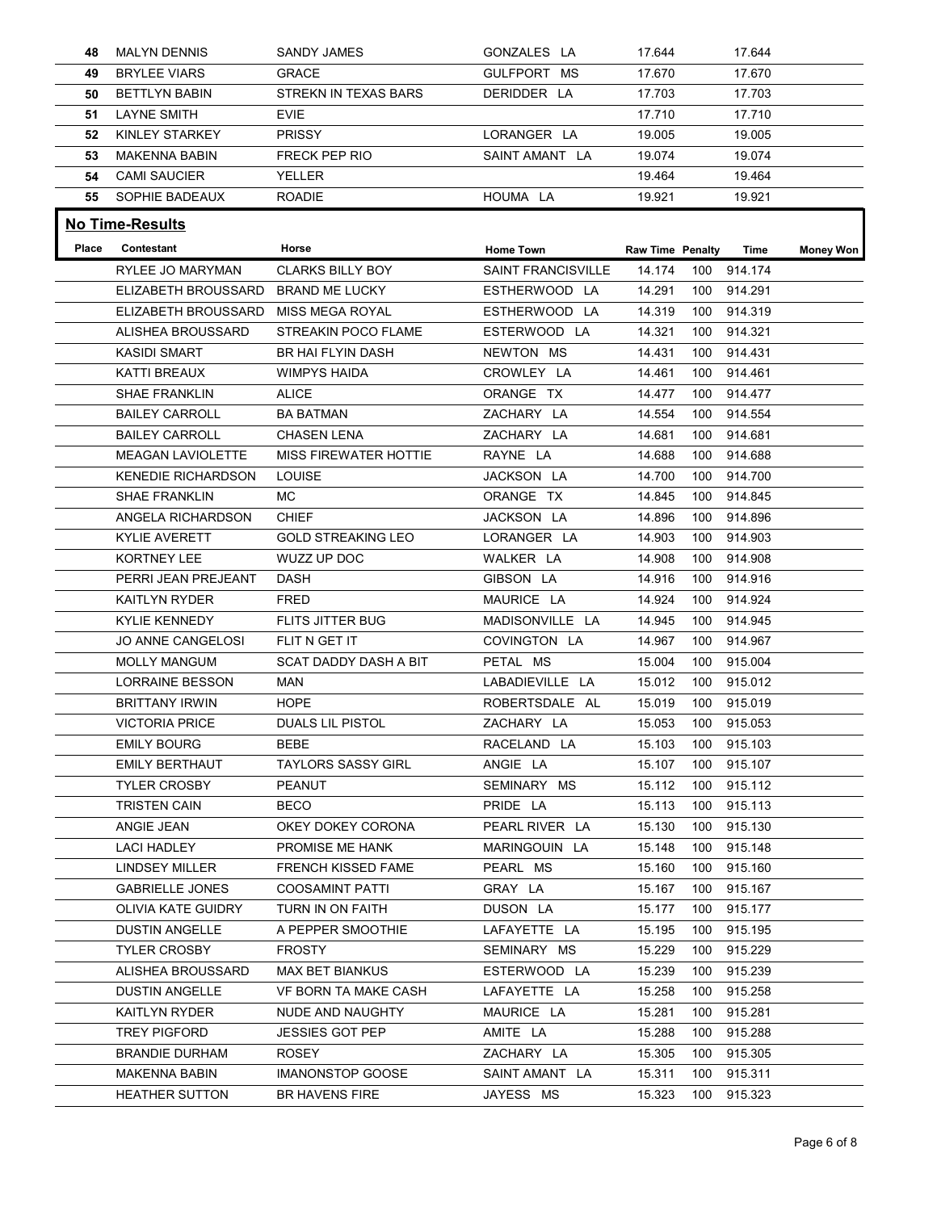| 48 | MALYN DENNIS | SANDY JAMES | GONZALES LA | 17.644 | | 17.644 | |
|---|---|---|---|---|---|---|---|
| 49 | BRYLEE VIARS | GRACE | GULFPORT MS | 17.670 | | 17.670 | |
| 50 | BETTLYN BABIN | STREKN IN TEXAS BARS | DERIDDER LA | 17.703 | | 17.703 | |
| 51 | LAYNE SMITH | EVIE | | 17.710 | | 17.710 | |
| 52 | KINLEY STARKEY | PRISSY | LORANGER LA | 19.005 | | 19.005 | |
| 53 | MAKENNA BABIN | FRECK PEP RIO | SAINT AMANT LA | 19.074 | | 19.074 | |
| 54 | CAMI SAUCIER | YELLER | | 19.464 | | 19.464 | |
| 55 | SOPHIE BADEAUX | ROADIE | HOUMA LA | 19.921 | | 19.921 | |

## No Time-Results

| Place | Contestant | Horse | Home Town | Raw Time | Penalty | Time | Money Won |
|---|---|---|---|---|---|---|---|
| | RYLEE JO MARYMAN | CLARKS BILLY BOY | SAINT FRANCISVILLE | 14.174 | 100 | 914.174 | |
| | ELIZABETH BROUSSARD | BRAND ME LUCKY | ESTHERWOOD LA | 14.291 | 100 | 914.291 | |
| | ELIZABETH BROUSSARD | MISS MEGA ROYAL | ESTHERWOOD LA | 14.319 | 100 | 914.319 | |
| | ALISHEA BROUSSARD | STREAKIN POCO FLAME | ESTERWOOD LA | 14.321 | 100 | 914.321 | |
| | KASIDI SMART | BR HAI FLYIN DASH | NEWTON MS | 14.431 | 100 | 914.431 | |
| | KATTI BREAUX | WIMPYS HAIDA | CROWLEY LA | 14.461 | 100 | 914.461 | |
| | SHAE FRANKLIN | ALICE | ORANGE TX | 14.477 | 100 | 914.477 | |
| | BAILEY CARROLL | BA BATMAN | ZACHARY LA | 14.554 | 100 | 914.554 | |
| | BAILEY CARROLL | CHASEN LENA | ZACHARY LA | 14.681 | 100 | 914.681 | |
| | MEAGAN LAVIOLETTE | MISS FIREWATER HOTTIE | RAYNE LA | 14.688 | 100 | 914.688 | |
| | KENEDIE RICHARDSON | LOUISE | JACKSON LA | 14.700 | 100 | 914.700 | |
| | SHAE FRANKLIN | MC | ORANGE TX | 14.845 | 100 | 914.845 | |
| | ANGELA RICHARDSON | CHIEF | JACKSON LA | 14.896 | 100 | 914.896 | |
| | KYLIE AVERETT | GOLD STREAKING LEO | LORANGER LA | 14.903 | 100 | 914.903 | |
| | KORTNEY LEE | WUZZ UP DOC | WALKER LA | 14.908 | 100 | 914.908 | |
| | PERRI JEAN PREJEANT | DASH | GIBSON LA | 14.916 | 100 | 914.916 | |
| | KAITLYN RYDER | FRED | MAURICE LA | 14.924 | 100 | 914.924 | |
| | KYLIE KENNEDY | FLITS JITTER BUG | MADISONVILLE LA | 14.945 | 100 | 914.945 | |
| | JO ANNE CANGELOSI | FLIT N GET IT | COVINGTON LA | 14.967 | 100 | 914.967 | |
| | MOLLY MANGUM | SCAT DADDY DASH A BIT | PETAL MS | 15.004 | 100 | 915.004 | |
| | LORRAINE BESSON | MAN | LABADIEVILLE LA | 15.012 | 100 | 915.012 | |
| | BRITTANY IRWIN | HOPE | ROBERTSDALE AL | 15.019 | 100 | 915.019 | |
| | VICTORIA PRICE | DUALS LIL PISTOL | ZACHARY LA | 15.053 | 100 | 915.053 | |
| | EMILY BOURG | BEBE | RACELAND LA | 15.103 | 100 | 915.103 | |
| | EMILY BERTHAUT | TAYLORS SASSY GIRL | ANGIE LA | 15.107 | 100 | 915.107 | |
| | TYLER CROSBY | PEANUT | SEMINARY MS | 15.112 | 100 | 915.112 | |
| | TRISTEN CAIN | BECO | PRIDE LA | 15.113 | 100 | 915.113 | |
| | ANGIE JEAN | OKEY DOKEY CORONA | PEARL RIVER LA | 15.130 | 100 | 915.130 | |
| | LACI HADLEY | PROMISE ME HANK | MARINGOUIN LA | 15.148 | 100 | 915.148 | |
| | LINDSEY MILLER | FRENCH KISSED FAME | PEARL MS | 15.160 | 100 | 915.160 | |
| | GABRIELLE JONES | COOSAMINT PATTI | GRAY LA | 15.167 | 100 | 915.167 | |
| | OLIVIA KATE GUIDRY | TURN IN ON FAITH | DUSON LA | 15.177 | 100 | 915.177 | |
| | DUSTIN ANGELLE | A PEPPER SMOOTHIE | LAFAYETTE LA | 15.195 | 100 | 915.195 | |
| | TYLER CROSBY | FROSTY | SEMINARY MS | 15.229 | 100 | 915.229 | |
| | ALISHEA BROUSSARD | MAX BET BIANKUS | ESTERWOOD LA | 15.239 | 100 | 915.239 | |
| | DUSTIN ANGELLE | VF BORN TA MAKE CASH | LAFAYETTE LA | 15.258 | 100 | 915.258 | |
| | KAITLYN RYDER | NUDE AND NAUGHTY | MAURICE LA | 15.281 | 100 | 915.281 | |
| | TREY PIGFORD | JESSIES GOT PEP | AMITE LA | 15.288 | 100 | 915.288 | |
| | BRANDIE DURHAM | ROSEY | ZACHARY LA | 15.305 | 100 | 915.305 | |
| | MAKENNA BABIN | IMANONSTOP GOOSE | SAINT AMANT LA | 15.311 | 100 | 915.311 | |
| | HEATHER SUTTON | BR HAVENS FIRE | JAYESS MS | 15.323 | 100 | 915.323 | |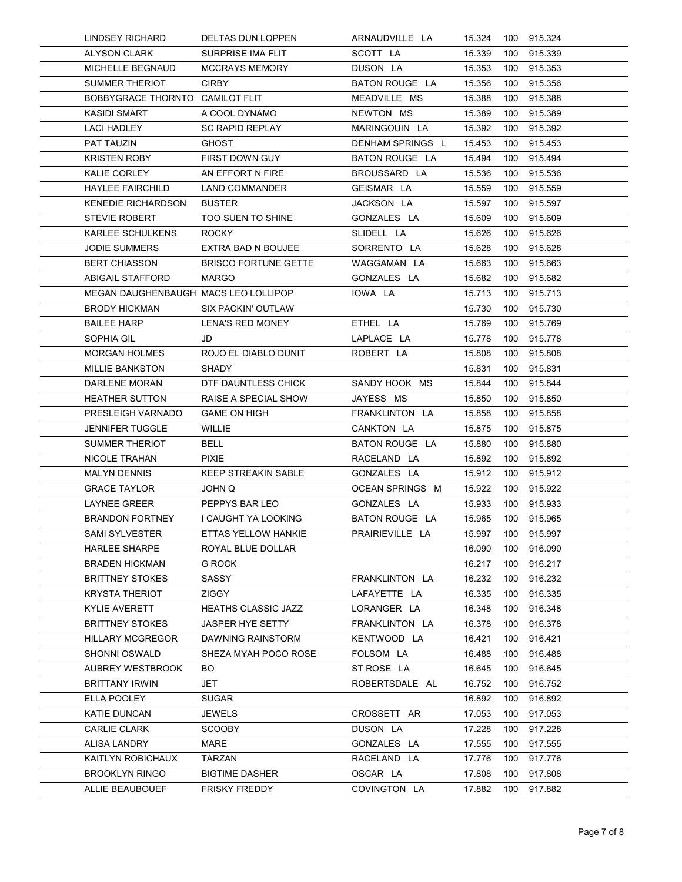| | | | | | |
|---|---|---|---|---|---|
| LINDSEY RICHARD | DELTAS DUN LOPPEN | ARNAUDVILLE LA | 15.324 | 100 | 915.324 |
| ALYSON CLARK | SURPRISE IMA FLIT | SCOTT LA | 15.339 | 100 | 915.339 |
| MICHELLE BEGNAUD | MCCRAYS MEMORY | DUSON LA | 15.353 | 100 | 915.353 |
| SUMMER THERIOT | CIRBY | BATON ROUGE LA | 15.356 | 100 | 915.356 |
| BOBBYGRACE THORNTO | CAMILOT FLIT | MEADVILLE MS | 15.388 | 100 | 915.388 |
| KASIDI SMART | A COOL DYNAMO | NEWTON MS | 15.389 | 100 | 915.389 |
| LACI HADLEY | SC RAPID REPLAY | MARINGOUIN LA | 15.392 | 100 | 915.392 |
| PAT TAUZIN | GHOST | DENHAM SPRINGS L | 15.453 | 100 | 915.453 |
| KRISTEN ROBY | FIRST DOWN GUY | BATON ROUGE LA | 15.494 | 100 | 915.494 |
| KALIE CORLEY | AN EFFORT N FIRE | BROUSSARD LA | 15.536 | 100 | 915.536 |
| HAYLEE FAIRCHILD | LAND COMMANDER | GEISMAR LA | 15.559 | 100 | 915.559 |
| KENEDIE RICHARDSON | BUSTER | JACKSON LA | 15.597 | 100 | 915.597 |
| STEVIE ROBERT | TOO SUEN TO SHINE | GONZALES LA | 15.609 | 100 | 915.609 |
| KARLEE SCHULKENS | ROCKY | SLIDELL LA | 15.626 | 100 | 915.626 |
| JODIE SUMMERS | EXTRA BAD N BOUJEE | SORRENTO LA | 15.628 | 100 | 915.628 |
| BERT CHIASSON | BRISCO FORTUNE GETTE | WAGGAMAN LA | 15.663 | 100 | 915.663 |
| ABIGAIL STAFFORD | MARGO | GONZALES LA | 15.682 | 100 | 915.682 |
| MEGAN DAUGHENBAUGH | MACS LEO LOLLIPOP | IOWA LA | 15.713 | 100 | 915.713 |
| BRODY HICKMAN | SIX PACKIN' OUTLAW | | 15.730 | 100 | 915.730 |
| BAILEE HARP | LENA'S RED MONEY | ETHEL LA | 15.769 | 100 | 915.769 |
| SOPHIA GIL | JD | LAPLACE LA | 15.778 | 100 | 915.778 |
| MORGAN HOLMES | ROJO EL DIABLO DUNIT | ROBERT LA | 15.808 | 100 | 915.808 |
| MILLIE BANKSTON | SHADY | | 15.831 | 100 | 915.831 |
| DARLENE MORAN | DTF DAUNTLESS CHICK | SANDY HOOK MS | 15.844 | 100 | 915.844 |
| HEATHER SUTTON | RAISE A SPECIAL SHOW | JAYESS MS | 15.850 | 100 | 915.850 |
| PRESLEIGH VARNADO | GAME ON HIGH | FRANKLINTON LA | 15.858 | 100 | 915.858 |
| JENNIFER TUGGLE | WILLIE | CANKTON LA | 15.875 | 100 | 915.875 |
| SUMMER THERIOT | BELL | BATON ROUGE LA | 15.880 | 100 | 915.880 |
| NICOLE TRAHAN | PIXIE | RACELAND LA | 15.892 | 100 | 915.892 |
| MALYN DENNIS | KEEP STREAKIN SABLE | GONZALES LA | 15.912 | 100 | 915.912 |
| GRACE TAYLOR | JOHN Q | OCEAN SPRINGS M | 15.922 | 100 | 915.922 |
| LAYNEE GREER | PEPPYS BAR LEO | GONZALES LA | 15.933 | 100 | 915.933 |
| BRANDON FORTNEY | I CAUGHT YA LOOKING | BATON ROUGE LA | 15.965 | 100 | 915.965 |
| SAMI SYLVESTER | ETTAS YELLOW HANKIE | PRAIRIEVILLE LA | 15.997 | 100 | 915.997 |
| HARLEE SHARPE | ROYAL BLUE DOLLAR | | 16.090 | 100 | 916.090 |
| BRADEN HICKMAN | G ROCK | | 16.217 | 100 | 916.217 |
| BRITTNEY STOKES | SASSY | FRANKLINTON LA | 16.232 | 100 | 916.232 |
| KRYSTA THERIOT | ZIGGY | LAFAYETTE LA | 16.335 | 100 | 916.335 |
| KYLIE AVERETT | HEATHS CLASSIC JAZZ | LORANGER LA | 16.348 | 100 | 916.348 |
| BRITTNEY STOKES | JASPER HYE SETTY | FRANKLINTON LA | 16.378 | 100 | 916.378 |
| HILLARY MCGREGOR | DAWNING RAINSTORM | KENTWOOD LA | 16.421 | 100 | 916.421 |
| SHONNI OSWALD | SHEZA MYAH POCO ROSE | FOLSOM LA | 16.488 | 100 | 916.488 |
| AUBREY WESTBROOK | BO | ST ROSE LA | 16.645 | 100 | 916.645 |
| BRITTANY IRWIN | JET | ROBERTSDALE AL | 16.752 | 100 | 916.752 |
| ELLA POOLEY | SUGAR | | 16.892 | 100 | 916.892 |
| KATIE DUNCAN | JEWELS | CROSSETT AR | 17.053 | 100 | 917.053 |
| CARLIE CLARK | SCOOBY | DUSON LA | 17.228 | 100 | 917.228 |
| ALISA LANDRY | MARE | GONZALES LA | 17.555 | 100 | 917.555 |
| KAITLYN ROBICHAUX | TARZAN | RACELAND LA | 17.776 | 100 | 917.776 |
| BROOKLYN RINGO | BIGTIME DASHER | OSCAR LA | 17.808 | 100 | 917.808 |
| ALLIE BEAUBOUEF | FRISKY FREDDY | COVINGTON LA | 17.882 | 100 | 917.882 |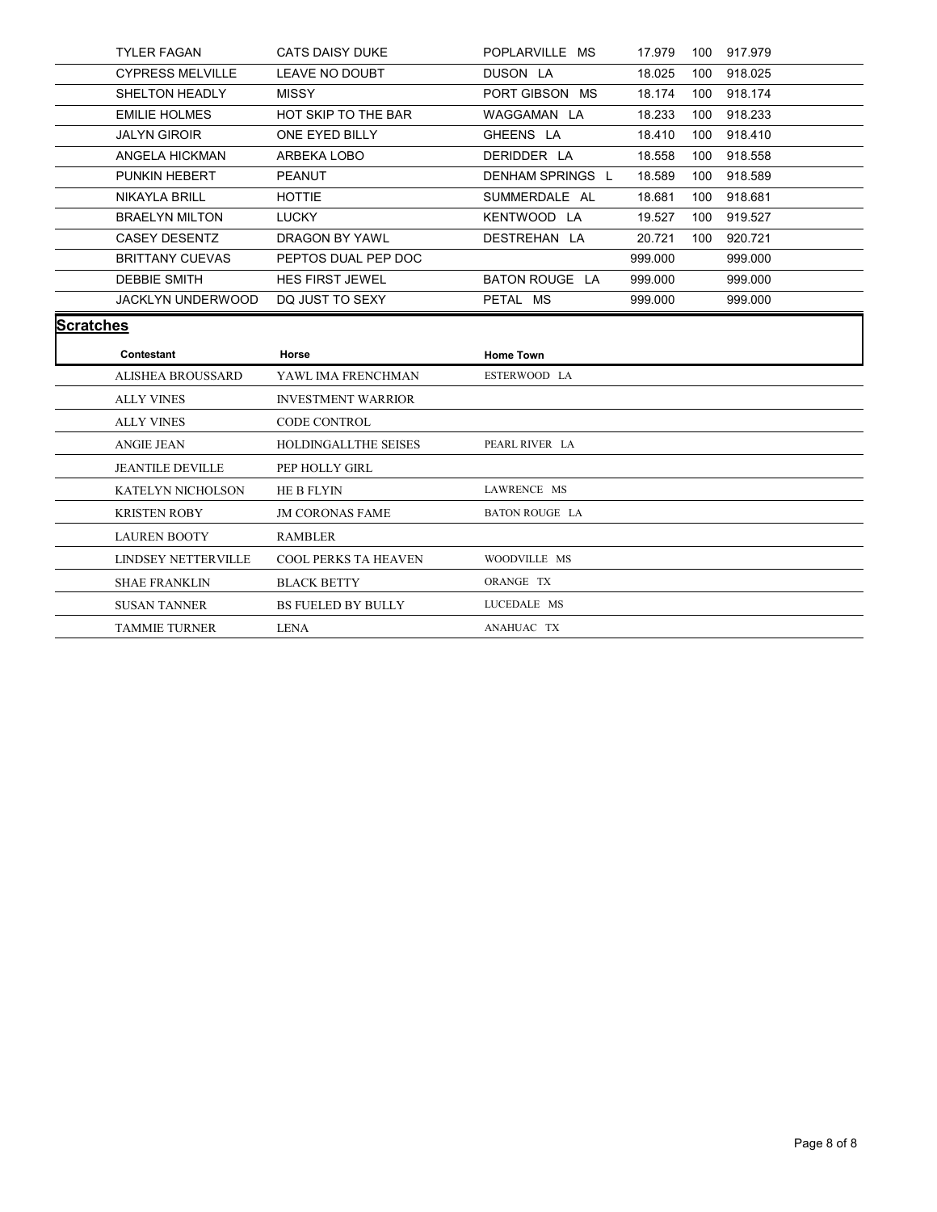| | | | | | |
|---|---|---|---|---|---|
| TYLER FAGAN | CATS DAISY DUKE | POPLARVILLE MS | 17.979 | 100 | 917.979 |
| CYPRESS MELVILLE | LEAVE NO DOUBT | DUSON LA | 18.025 | 100 | 918.025 |
| SHELTON HEADLY | MISSY | PORT GIBSON MS | 18.174 | 100 | 918.174 |
| EMILIE HOLMES | HOT SKIP TO THE BAR | WAGGAMAN LA | 18.233 | 100 | 918.233 |
| JALYN GIROIR | ONE EYED BILLY | GHEENS LA | 18.410 | 100 | 918.410 |
| ANGELA HICKMAN | ARBEKA LOBO | DERIDDER LA | 18.558 | 100 | 918.558 |
| PUNKIN HEBERT | PEANUT | DENHAM SPRINGS L | 18.589 | 100 | 918.589 |
| NIKAYLA BRILL | HOTTIE | SUMMERDALE AL | 18.681 | 100 | 918.681 |
| BRAELYN MILTON | LUCKY | KENTWOOD LA | 19.527 | 100 | 919.527 |
| CASEY DESENTZ | DRAGON BY YAWL | DESTREHAN LA | 20.721 | 100 | 920.721 |
| BRITTANY CUEVAS | PEPTOS DUAL PEP DOC | | 999.000 | | 999.000 |
| DEBBIE SMITH | HES FIRST JEWEL | BATON ROUGE LA | 999.000 | | 999.000 |
| JACKLYN UNDERWOOD | DQ JUST TO SEXY | PETAL MS | 999.000 | | 999.000 |

## Scratches

| Contestant | Horse | Home Town |
|---|---|---|
| ALISHEA BROUSSARD | YAWL IMA FRENCHMAN | ESTERWOOD LA |
| ALLY VINES | INVESTMENT WARRIOR | |
| ALLY VINES | CODE CONTROL | |
| ANGIE JEAN | HOLDINGALLTHE SEISES | PEARL RIVER LA |
| JEANTILE DEVILLE | PEP HOLLY GIRL | |
| KATELYN NICHOLSON | HE B FLYIN | LAWRENCE MS |
| KRISTEN ROBY | JM CORONAS FAME | BATON ROUGE LA |
| LAUREN BOOTY | RAMBLER | |
| LINDSEY NETTERVILLE | COOL PERKS TA HEAVEN | WOODVILLE MS |
| SHAE FRANKLIN | BLACK BETTY | ORANGE TX |
| SUSAN TANNER | BS FUELED BY BULLY | LUCEDALE MS |
| TAMMIE TURNER | LENA | ANAHUAC TX |